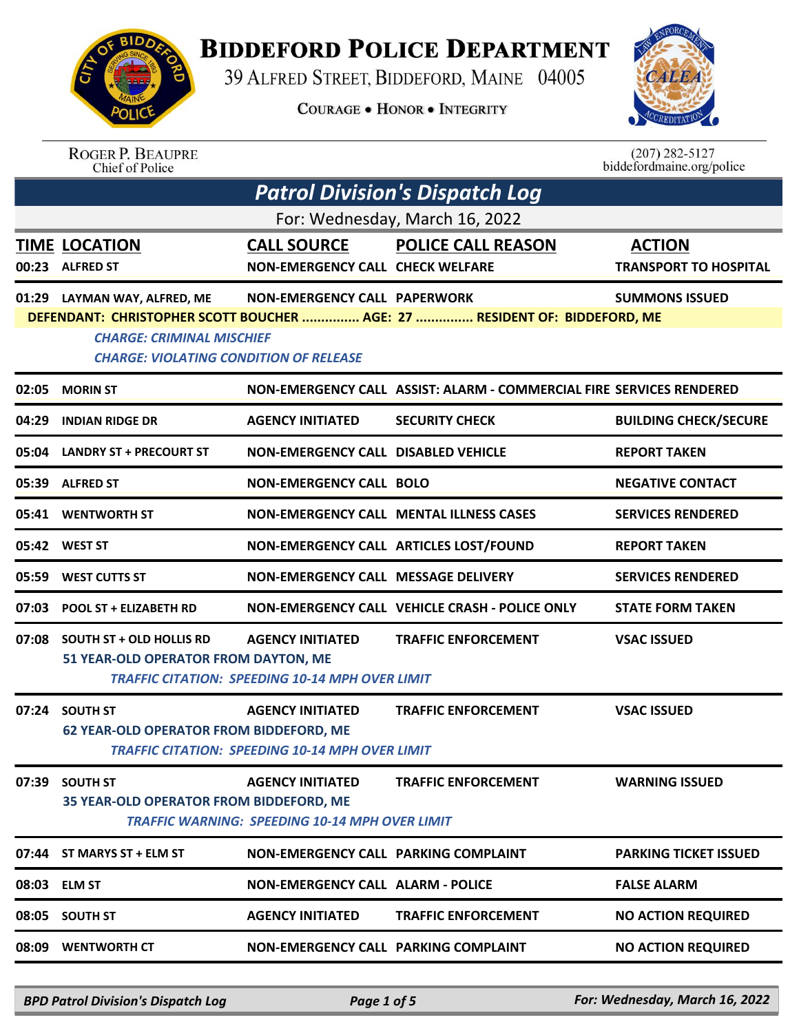# BIDDEFORD POLICE DEPARTMENT

39 ALFRED STREET, BIDDEFORD, MAINE 04005

COURAGE • HONOR • INTEGRITY

ROGER P. BEAUPRE
Chief of Police

(207) 282-5127
biddefordmaine.org/police

## *Patrol Division's Dispatch Log*

For: Wednesday, March 16, 2022

| TIME | LOCATION | CALL SOURCE | POLICE CALL REASON | ACTION |
|---|---|---|---|---|
| 00:23 | ALFRED ST | NON-EMERGENCY CALL | CHECK WELFARE | TRANSPORT TO HOSPITAL |
| 01:29 | LAYMAN WAY, ALFRED, ME | NON-EMERGENCY CALL | PAPERWORK | SUMMONS ISSUED |
| | DEFENDANT: CHRISTOPHER SCOTT BOUCHER ............... AGE: 27 ............... RESIDENT OF: BIDDEFORD, ME<br>*CHARGE: CRIMINAL MISCHIEF*<br>*CHARGE: VIOLATING CONDITION OF RELEASE* | | | |
| 02:05 | MORIN ST | NON-EMERGENCY CALL | ASSIST: ALARM - COMMERCIAL FIRE | SERVICES RENDERED |
| 04:29 | INDIAN RIDGE DR | AGENCY INITIATED | SECURITY CHECK | BUILDING CHECK/SECURE |
| 05:04 | LANDRY ST + PRECOURT ST | NON-EMERGENCY CALL | DISABLED VEHICLE | REPORT TAKEN |
| 05:39 | ALFRED ST | NON-EMERGENCY CALL | BOLO | NEGATIVE CONTACT |
| 05:41 | WENTWORTH ST | NON-EMERGENCY CALL | MENTAL ILLNESS CASES | SERVICES RENDERED |
| 05:42 | WEST ST | NON-EMERGENCY CALL | ARTICLES LOST/FOUND | REPORT TAKEN |
| 05:59 | WEST CUTTS ST | NON-EMERGENCY CALL | MESSAGE DELIVERY | SERVICES RENDERED |
| 07:03 | POOL ST + ELIZABETH RD | NON-EMERGENCY CALL | VEHICLE CRASH - POLICE ONLY | STATE FORM TAKEN |
| 07:08 | SOUTH ST + OLD HOLLIS RD | AGENCY INITIATED | TRAFFIC ENFORCEMENT | VSAC ISSUED |
| | 51 YEAR-OLD OPERATOR FROM DAYTON, ME<br>*TRAFFIC CITATION: SPEEDING 10-14 MPH OVER LIMIT* | | | |
| 07:24 | SOUTH ST | AGENCY INITIATED | TRAFFIC ENFORCEMENT | VSAC ISSUED |
| | 62 YEAR-OLD OPERATOR FROM BIDDEFORD, ME<br>*TRAFFIC CITATION: SPEEDING 10-14 MPH OVER LIMIT* | | | |
| 07:39 | SOUTH ST | AGENCY INITIATED | TRAFFIC ENFORCEMENT | WARNING ISSUED |
| | 35 YEAR-OLD OPERATOR FROM BIDDEFORD, ME<br>*TRAFFIC WARNING: SPEEDING 10-14 MPH OVER LIMIT* | | | |
| 07:44 | ST MARYS ST + ELM ST | NON-EMERGENCY CALL | PARKING COMPLAINT | PARKING TICKET ISSUED |
| 08:03 | ELM ST | NON-EMERGENCY CALL | ALARM - POLICE | FALSE ALARM |
| 08:05 | SOUTH ST | AGENCY INITIATED | TRAFFIC ENFORCEMENT | NO ACTION REQUIRED |
| 08:09 | WENTWORTH CT | NON-EMERGENCY CALL | PARKING COMPLAINT | NO ACTION REQUIRED |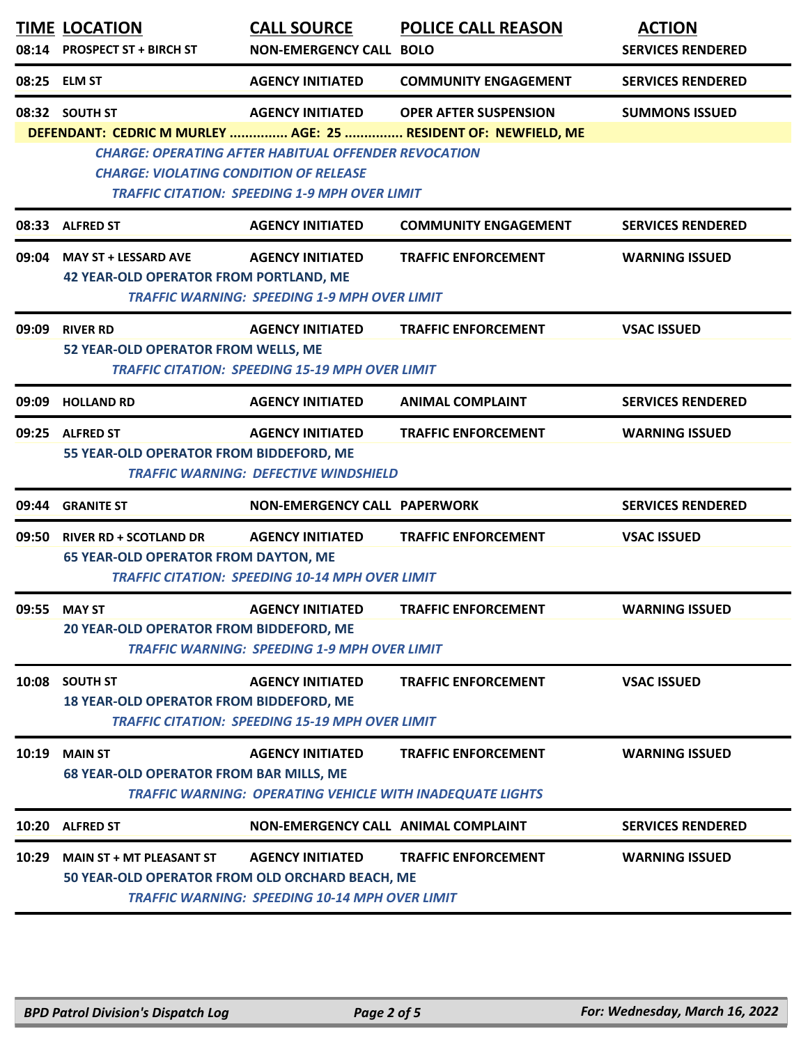| TIME | LOCATION | CALL SOURCE | POLICE CALL REASON | ACTION |
|---|---|---|---|---|
| 08:14 | PROSPECT ST + BIRCH ST | NON-EMERGENCY CALL | BOLO | SERVICES RENDERED |
| 08:25 | ELM ST | AGENCY INITIATED | COMMUNITY ENGAGEMENT | SERVICES RENDERED |
| 08:32 | SOUTH ST | AGENCY INITIATED | OPER AFTER SUSPENSION | SUMMONS ISSUED |

**DEFENDANT: CEDRIC M MURLEY ............... AGE: 25 ............... RESIDENT OF: NEWFIELD, ME**

*CHARGE: OPERATING AFTER HABITUAL OFFENDER REVOCATION*
*CHARGE: VIOLATING CONDITION OF RELEASE*
*TRAFFIC CITATION: SPEEDING 1-9 MPH OVER LIMIT*

| TIME | LOCATION | CALL SOURCE | POLICE CALL REASON | ACTION |
|---|---|---|---|---|
| 08:33 | ALFRED ST | AGENCY INITIATED | COMMUNITY ENGAGEMENT | SERVICES RENDERED |
| 09:04 | MAY ST + LESSARD AVE | AGENCY INITIATED | TRAFFIC ENFORCEMENT | WARNING ISSUED |

**42 YEAR-OLD OPERATOR FROM PORTLAND, ME**
*TRAFFIC WARNING: SPEEDING 1-9 MPH OVER LIMIT*

| TIME | LOCATION | CALL SOURCE | POLICE CALL REASON | ACTION |
|---|---|---|---|---|
| 09:09 | RIVER RD | AGENCY INITIATED | TRAFFIC ENFORCEMENT | VSAC ISSUED |

**52 YEAR-OLD OPERATOR FROM WELLS, ME**
*TRAFFIC CITATION: SPEEDING 15-19 MPH OVER LIMIT*

| TIME | LOCATION | CALL SOURCE | POLICE CALL REASON | ACTION |
|---|---|---|---|---|
| 09:09 | HOLLAND RD | AGENCY INITIATED | ANIMAL COMPLAINT | SERVICES RENDERED |
| 09:25 | ALFRED ST | AGENCY INITIATED | TRAFFIC ENFORCEMENT | WARNING ISSUED |

**55 YEAR-OLD OPERATOR FROM BIDDEFORD, ME**
*TRAFFIC WARNING: DEFECTIVE WINDSHIELD*

| TIME | LOCATION | CALL SOURCE | POLICE CALL REASON | ACTION |
|---|---|---|---|---|
| 09:44 | GRANITE ST | NON-EMERGENCY CALL | PAPERWORK | SERVICES RENDERED |
| 09:50 | RIVER RD + SCOTLAND DR | AGENCY INITIATED | TRAFFIC ENFORCEMENT | VSAC ISSUED |

**65 YEAR-OLD OPERATOR FROM DAYTON, ME**
*TRAFFIC CITATION: SPEEDING 10-14 MPH OVER LIMIT*

| TIME | LOCATION | CALL SOURCE | POLICE CALL REASON | ACTION |
|---|---|---|---|---|
| 09:55 | MAY ST | AGENCY INITIATED | TRAFFIC ENFORCEMENT | WARNING ISSUED |

**20 YEAR-OLD OPERATOR FROM BIDDEFORD, ME**
*TRAFFIC WARNING: SPEEDING 1-9 MPH OVER LIMIT*

| TIME | LOCATION | CALL SOURCE | POLICE CALL REASON | ACTION |
|---|---|---|---|---|
| 10:08 | SOUTH ST | AGENCY INITIATED | TRAFFIC ENFORCEMENT | VSAC ISSUED |

**18 YEAR-OLD OPERATOR FROM BIDDEFORD, ME**
*TRAFFIC CITATION: SPEEDING 15-19 MPH OVER LIMIT*

| TIME | LOCATION | CALL SOURCE | POLICE CALL REASON | ACTION |
|---|---|---|---|---|
| 10:19 | MAIN ST | AGENCY INITIATED | TRAFFIC ENFORCEMENT | WARNING ISSUED |

**68 YEAR-OLD OPERATOR FROM BAR MILLS, ME**
*TRAFFIC WARNING: OPERATING VEHICLE WITH INADEQUATE LIGHTS*

| TIME | LOCATION | CALL SOURCE | POLICE CALL REASON | ACTION |
|---|---|---|---|---|
| 10:20 | ALFRED ST | NON-EMERGENCY CALL | ANIMAL COMPLAINT | SERVICES RENDERED |
| 10:29 | MAIN ST + MT PLEASANT ST | AGENCY INITIATED | TRAFFIC ENFORCEMENT | WARNING ISSUED |

**50 YEAR-OLD OPERATOR FROM OLD ORCHARD BEACH, ME**
*TRAFFIC WARNING: SPEEDING 10-14 MPH OVER LIMIT*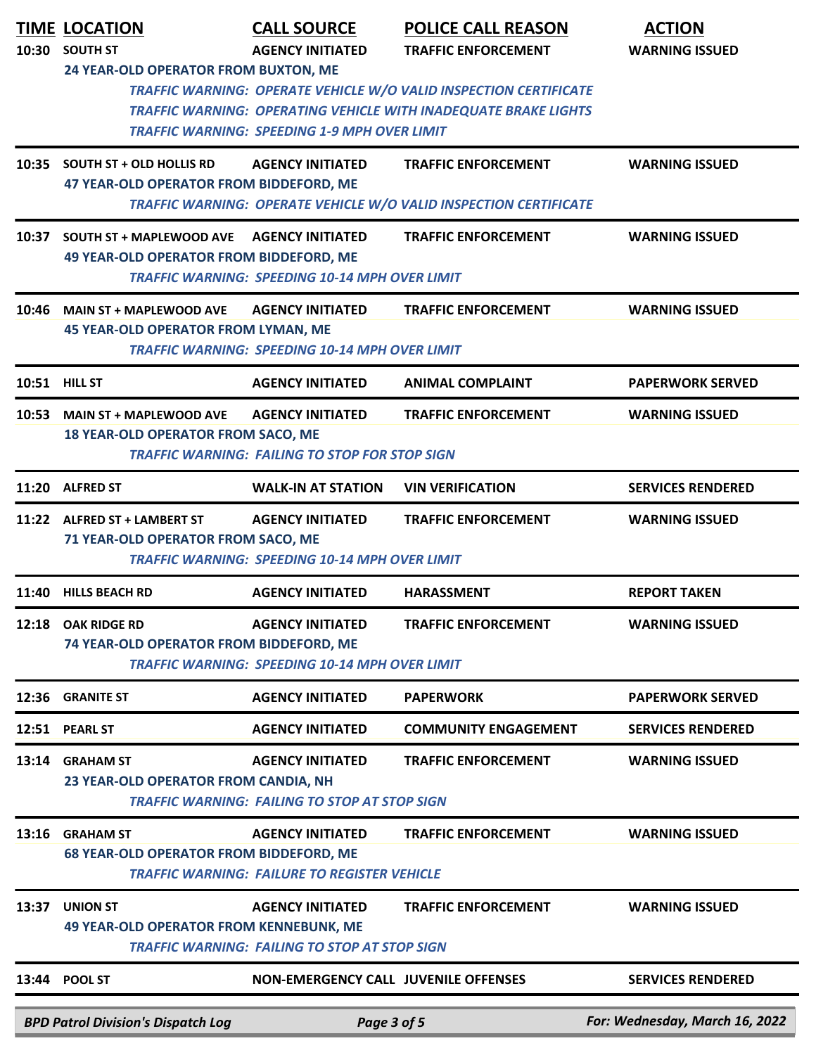| TIME | LOCATION | CALL SOURCE | POLICE CALL REASON | ACTION |
|---|---|---|---|---|
| 10:30 | SOUTH ST | AGENCY INITIATED | TRAFFIC ENFORCEMENT | WARNING ISSUED |
| | 24 YEAR-OLD OPERATOR FROM BUXTON, ME | | | |
| | *TRAFFIC WARNING: OPERATE VEHICLE W/O VALID INSPECTION CERTIFICATE* | | | |
| | *TRAFFIC WARNING: OPERATING VEHICLE WITH INADEQUATE BRAKE LIGHTS* | | | |
| | *TRAFFIC WARNING: SPEEDING 1-9 MPH OVER LIMIT* | | | |
| 10:35 | SOUTH ST + OLD HOLLIS RD | AGENCY INITIATED | TRAFFIC ENFORCEMENT | WARNING ISSUED |
| | 47 YEAR-OLD OPERATOR FROM BIDDEFORD, ME | | | |
| | *TRAFFIC WARNING: OPERATE VEHICLE W/O VALID INSPECTION CERTIFICATE* | | | |
| 10:37 | SOUTH ST + MAPLEWOOD AVE | AGENCY INITIATED | TRAFFIC ENFORCEMENT | WARNING ISSUED |
| | 49 YEAR-OLD OPERATOR FROM BIDDEFORD, ME | | | |
| | *TRAFFIC WARNING: SPEEDING 10-14 MPH OVER LIMIT* | | | |
| 10:46 | MAIN ST + MAPLEWOOD AVE | AGENCY INITIATED | TRAFFIC ENFORCEMENT | WARNING ISSUED |
| | 45 YEAR-OLD OPERATOR FROM LYMAN, ME | | | |
| | *TRAFFIC WARNING: SPEEDING 10-14 MPH OVER LIMIT* | | | |
| 10:51 | HILL ST | AGENCY INITIATED | ANIMAL COMPLAINT | PAPERWORK SERVED |
| 10:53 | MAIN ST + MAPLEWOOD AVE | AGENCY INITIATED | TRAFFIC ENFORCEMENT | WARNING ISSUED |
| | 18 YEAR-OLD OPERATOR FROM SACO, ME | | | |
| | *TRAFFIC WARNING: FAILING TO STOP FOR STOP SIGN* | | | |
| 11:20 | ALFRED ST | WALK-IN AT STATION | VIN VERIFICATION | SERVICES RENDERED |
| 11:22 | ALFRED ST + LAMBERT ST | AGENCY INITIATED | TRAFFIC ENFORCEMENT | WARNING ISSUED |
| | 71 YEAR-OLD OPERATOR FROM SACO, ME | | | |
| | *TRAFFIC WARNING: SPEEDING 10-14 MPH OVER LIMIT* | | | |
| 11:40 | HILLS BEACH RD | AGENCY INITIATED | HARASSMENT | REPORT TAKEN |
| 12:18 | OAK RIDGE RD | AGENCY INITIATED | TRAFFIC ENFORCEMENT | WARNING ISSUED |
| | 74 YEAR-OLD OPERATOR FROM BIDDEFORD, ME | | | |
| | *TRAFFIC WARNING: SPEEDING 10-14 MPH OVER LIMIT* | | | |
| 12:36 | GRANITE ST | AGENCY INITIATED | PAPERWORK | PAPERWORK SERVED |
| 12:51 | PEARL ST | AGENCY INITIATED | COMMUNITY ENGAGEMENT | SERVICES RENDERED |
| 13:14 | GRAHAM ST | AGENCY INITIATED | TRAFFIC ENFORCEMENT | WARNING ISSUED |
| | 23 YEAR-OLD OPERATOR FROM CANDIA, NH | | | |
| | *TRAFFIC WARNING: FAILING TO STOP AT STOP SIGN* | | | |
| 13:16 | GRAHAM ST | AGENCY INITIATED | TRAFFIC ENFORCEMENT | WARNING ISSUED |
| | 68 YEAR-OLD OPERATOR FROM BIDDEFORD, ME | | | |
| | *TRAFFIC WARNING: FAILURE TO REGISTER VEHICLE* | | | |
| 13:37 | UNION ST | AGENCY INITIATED | TRAFFIC ENFORCEMENT | WARNING ISSUED |
| | 49 YEAR-OLD OPERATOR FROM KENNEBUNK, ME | | | |
| | *TRAFFIC WARNING: FAILING TO STOP AT STOP SIGN* | | | |
| 13:44 | POOL ST | NON-EMERGENCY CALL | JUVENILE OFFENSES | SERVICES RENDERED |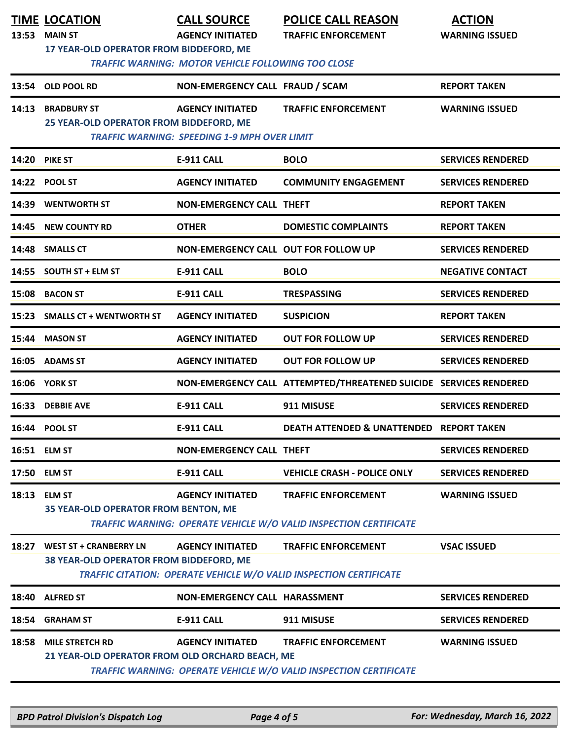| TIME | LOCATION | CALL SOURCE | POLICE CALL REASON | ACTION |
|---|---|---|---|---|
| 13:53 | MAIN ST | AGENCY INITIATED | TRAFFIC ENFORCEMENT | WARNING ISSUED |
| | 17 YEAR-OLD OPERATOR FROM BIDDEFORD, ME | | | |
| | | *TRAFFIC WARNING: MOTOR VEHICLE FOLLOWING TOO CLOSE* | | |
| 13:54 | OLD POOL RD | NON-EMERGENCY CALL | FRAUD / SCAM | REPORT TAKEN |
| 14:13 | BRADBURY ST | AGENCY INITIATED | TRAFFIC ENFORCEMENT | WARNING ISSUED |
| | 25 YEAR-OLD OPERATOR FROM BIDDEFORD, ME | | | |
| | | *TRAFFIC WARNING: SPEEDING 1-9 MPH OVER LIMIT* | | |
| 14:20 | PIKE ST | E-911 CALL | BOLO | SERVICES RENDERED |
| 14:22 | POOL ST | AGENCY INITIATED | COMMUNITY ENGAGEMENT | SERVICES RENDERED |
| 14:39 | WENTWORTH ST | NON-EMERGENCY CALL | THEFT | REPORT TAKEN |
| 14:45 | NEW COUNTY RD | OTHER | DOMESTIC COMPLAINTS | REPORT TAKEN |
| 14:48 | SMALLS CT | NON-EMERGENCY CALL | OUT FOR FOLLOW UP | SERVICES RENDERED |
| 14:55 | SOUTH ST + ELM ST | E-911 CALL | BOLO | NEGATIVE CONTACT |
| 15:08 | BACON ST | E-911 CALL | TRESPASSING | SERVICES RENDERED |
| 15:23 | SMALLS CT + WENTWORTH ST | AGENCY INITIATED | SUSPICION | REPORT TAKEN |
| 15:44 | MASON ST | AGENCY INITIATED | OUT FOR FOLLOW UP | SERVICES RENDERED |
| 16:05 | ADAMS ST | AGENCY INITIATED | OUT FOR FOLLOW UP | SERVICES RENDERED |
| 16:06 | YORK ST | NON-EMERGENCY CALL | ATTEMPTED/THREATENED SUICIDE | SERVICES RENDERED |
| 16:33 | DEBBIE AVE | E-911 CALL | 911 MISUSE | SERVICES RENDERED |
| 16:44 | POOL ST | E-911 CALL | DEATH ATTENDED & UNATTENDED | REPORT TAKEN |
| 16:51 | ELM ST | NON-EMERGENCY CALL | THEFT | SERVICES RENDERED |
| 17:50 | ELM ST | E-911 CALL | VEHICLE CRASH - POLICE ONLY | SERVICES RENDERED |
| 18:13 | ELM ST | AGENCY INITIATED | TRAFFIC ENFORCEMENT | WARNING ISSUED |
| | 35 YEAR-OLD OPERATOR FROM BENTON, ME | | | |
| | | *TRAFFIC WARNING: OPERATE VEHICLE W/O VALID INSPECTION CERTIFICATE* | | |
| 18:27 | WEST ST + CRANBERRY LN | AGENCY INITIATED | TRAFFIC ENFORCEMENT | VSAC ISSUED |
| | 38 YEAR-OLD OPERATOR FROM BIDDEFORD, ME | | | |
| | | *TRAFFIC CITATION: OPERATE VEHICLE W/O VALID INSPECTION CERTIFICATE* | | |
| 18:40 | ALFRED ST | NON-EMERGENCY CALL | HARASSMENT | SERVICES RENDERED |
| 18:54 | GRAHAM ST | E-911 CALL | 911 MISUSE | SERVICES RENDERED |
| 18:58 | MILE STRETCH RD | AGENCY INITIATED | TRAFFIC ENFORCEMENT | WARNING ISSUED |
| | 21 YEAR-OLD OPERATOR FROM OLD ORCHARD BEACH, ME | | | |
| | | *TRAFFIC WARNING: OPERATE VEHICLE W/O VALID INSPECTION CERTIFICATE* | | |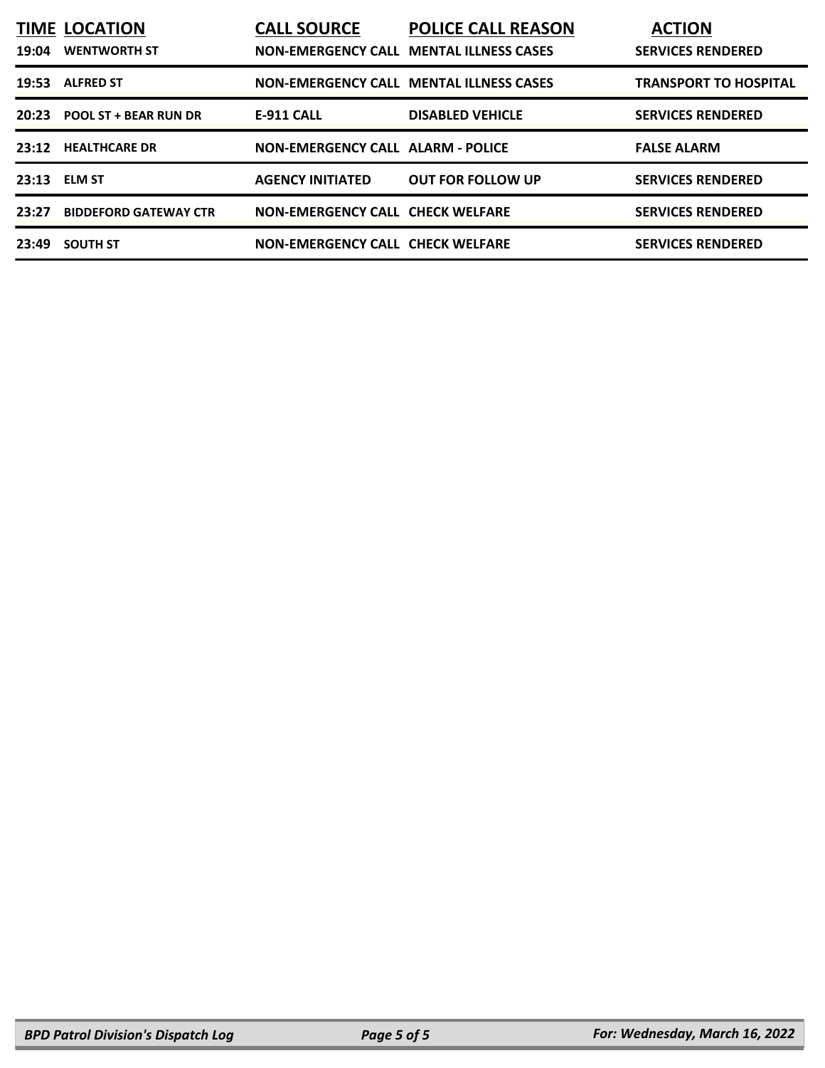| TIME | LOCATION | CALL SOURCE | POLICE CALL REASON | ACTION |
|---|---|---|---|---|
| 19:04 | WENTWORTH ST | NON-EMERGENCY CALL | MENTAL ILLNESS CASES | SERVICES RENDERED |
| 19:53 | ALFRED ST | NON-EMERGENCY CALL | MENTAL ILLNESS CASES | TRANSPORT TO HOSPITAL |
| 20:23 | POOL ST + BEAR RUN DR | E-911 CALL | DISABLED VEHICLE | SERVICES RENDERED |
| 23:12 | HEALTHCARE DR | NON-EMERGENCY CALL | ALARM - POLICE | FALSE ALARM |
| 23:13 | ELM ST | AGENCY INITIATED | OUT FOR FOLLOW UP | SERVICES RENDERED |
| 23:27 | BIDDEFORD GATEWAY CTR | NON-EMERGENCY CALL | CHECK WELFARE | SERVICES RENDERED |
| 23:49 | SOUTH ST | NON-EMERGENCY CALL | CHECK WELFARE | SERVICES RENDERED |